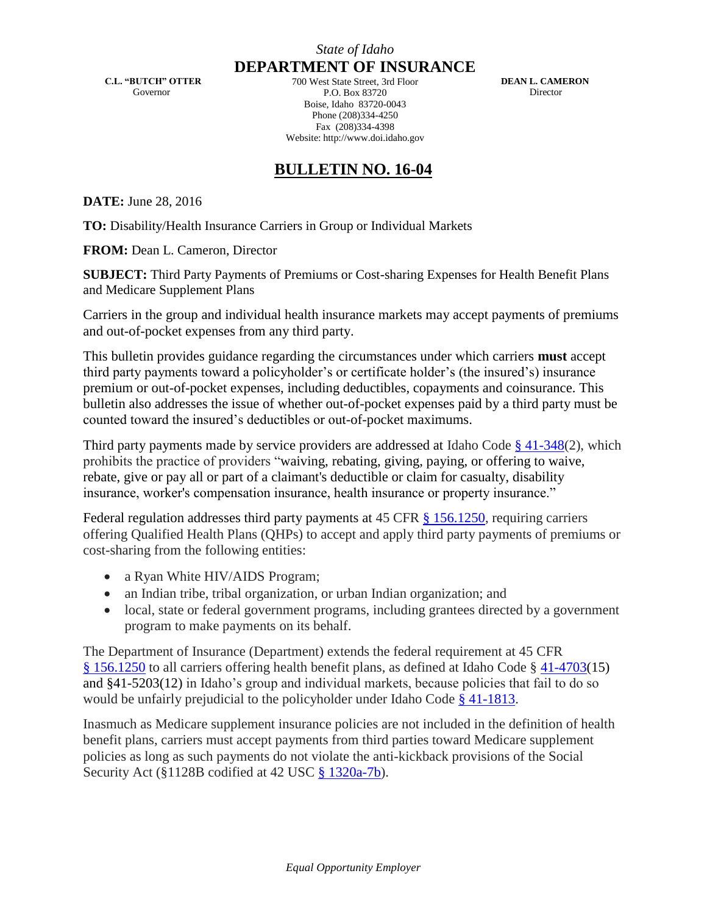*State of Idaho*

**DEPARTMENT OF INSURANCE**

**C.L. "BUTCH" OTTER**
Governor

700 West State Street, 3rd Floor
P.O. Box 83720
Boise, Idaho 83720-0043
Phone (208)334-4250
Fax (208)334-4398
Website: http://www.doi.idaho.gov

**DEAN L. CAMERON**
Director

# BULLETIN NO. 16-04

**DATE:** June 28, 2016

**TO:** Disability/Health Insurance Carriers in Group or Individual Markets

**FROM:** Dean L. Cameron, Director

**SUBJECT:** Third Party Payments of Premiums or Cost-sharing Expenses for Health Benefit Plans and Medicare Supplement Plans

Carriers in the group and individual health insurance markets may accept payments of premiums and out-of-pocket expenses from any third party.

This bulletin provides guidance regarding the circumstances under which carriers **must** accept third party payments toward a policyholder's or certificate holder's (the insured's) insurance premium or out-of-pocket expenses, including deductibles, copayments and coinsurance. This bulletin also addresses the issue of whether out-of-pocket expenses paid by a third party must be counted toward the insured's deductibles or out-of-pocket maximums.

Third party payments made by service providers are addressed at Idaho Code § 41-348(2), which prohibits the practice of providers "waiving, rebating, giving, paying, or offering to waive, rebate, give or pay all or part of a claimant's deductible or claim for casualty, disability insurance, worker's compensation insurance, health insurance or property insurance."

Federal regulation addresses third party payments at 45 CFR § 156.1250, requiring carriers offering Qualified Health Plans (QHPs) to accept and apply third party payments of premiums or cost-sharing from the following entities:

- a Ryan White HIV/AIDS Program;
- an Indian tribe, tribal organization, or urban Indian organization; and
- local, state or federal government programs, including grantees directed by a government program to make payments on its behalf.

The Department of Insurance (Department) extends the federal requirement at 45 CFR § 156.1250 to all carriers offering health benefit plans, as defined at Idaho Code § 41-4703(15) and §41-5203(12) in Idaho's group and individual markets, because policies that fail to do so would be unfairly prejudicial to the policyholder under Idaho Code § 41-1813.

Inasmuch as Medicare supplement insurance policies are not included in the definition of health benefit plans, carriers must accept payments from third parties toward Medicare supplement policies as long as such payments do not violate the anti-kickback provisions of the Social Security Act (§1128B codified at 42 USC § 1320a-7b).

*Equal Opportunity Employer*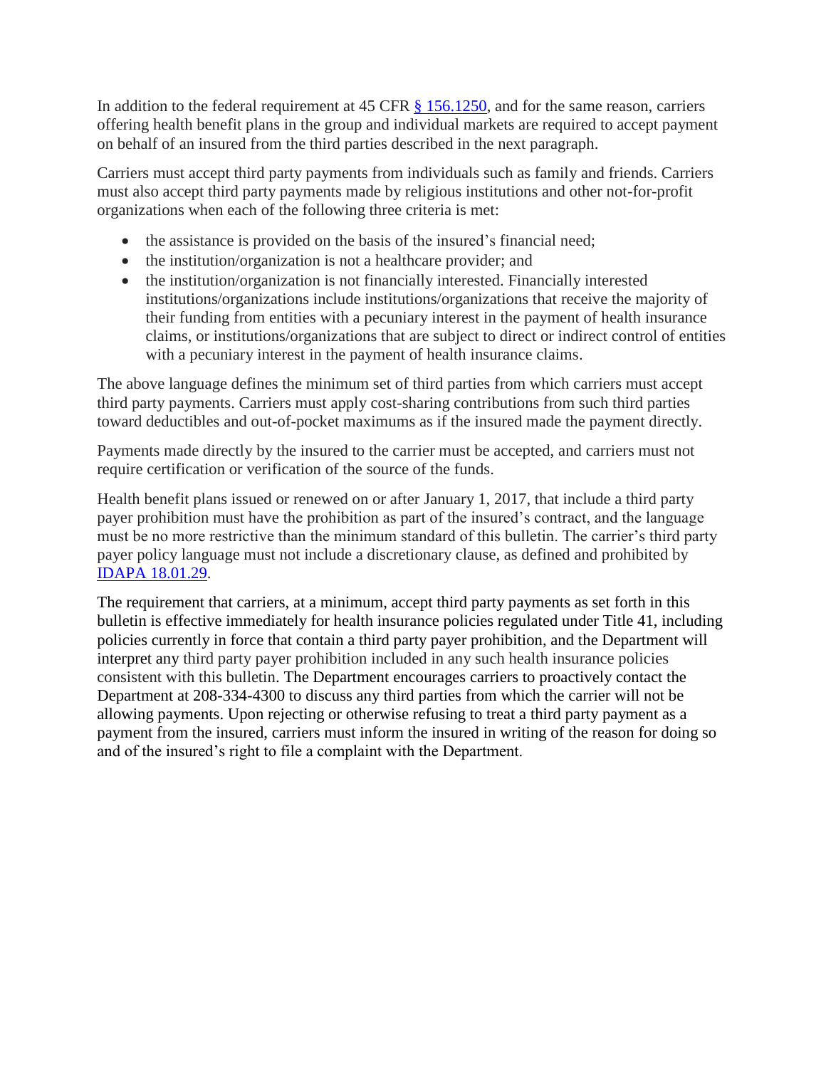In addition to the federal requirement at 45 CFR [§ 156.1250](), and for the same reason, carriers offering health benefit plans in the group and individual markets are required to accept payment on behalf of an insured from the third parties described in the next paragraph.

Carriers must accept third party payments from individuals such as family and friends. Carriers must also accept third party payments made by religious institutions and other not-for-profit organizations when each of the following three criteria is met:

- the assistance is provided on the basis of the insured's financial need;
- the institution/organization is not a healthcare provider; and
- the institution/organization is not financially interested. Financially interested institutions/organizations include institutions/organizations that receive the majority of their funding from entities with a pecuniary interest in the payment of health insurance claims, or institutions/organizations that are subject to direct or indirect control of entities with a pecuniary interest in the payment of health insurance claims.

The above language defines the minimum set of third parties from which carriers must accept third party payments. Carriers must apply cost-sharing contributions from such third parties toward deductibles and out-of-pocket maximums as if the insured made the payment directly.

Payments made directly by the insured to the carrier must be accepted, and carriers must not require certification or verification of the source of the funds.

Health benefit plans issued or renewed on or after January 1, 2017, that include a third party payer prohibition must have the prohibition as part of the insured's contract, and the language must be no more restrictive than the minimum standard of this bulletin. The carrier's third party payer policy language must not include a discretionary clause, as defined and prohibited by [IDAPA 18.01.29]().

The requirement that carriers, at a minimum, accept third party payments as set forth in this bulletin is effective immediately for health insurance policies regulated under Title 41, including policies currently in force that contain a third party payer prohibition, and the Department will interpret any third party payer prohibition included in any such health insurance policies consistent with this bulletin. The Department encourages carriers to proactively contact the Department at 208-334-4300 to discuss any third parties from which the carrier will not be allowing payments. Upon rejecting or otherwise refusing to treat a third party payment as a payment from the insured, carriers must inform the insured in writing of the reason for doing so and of the insured's right to file a complaint with the Department.